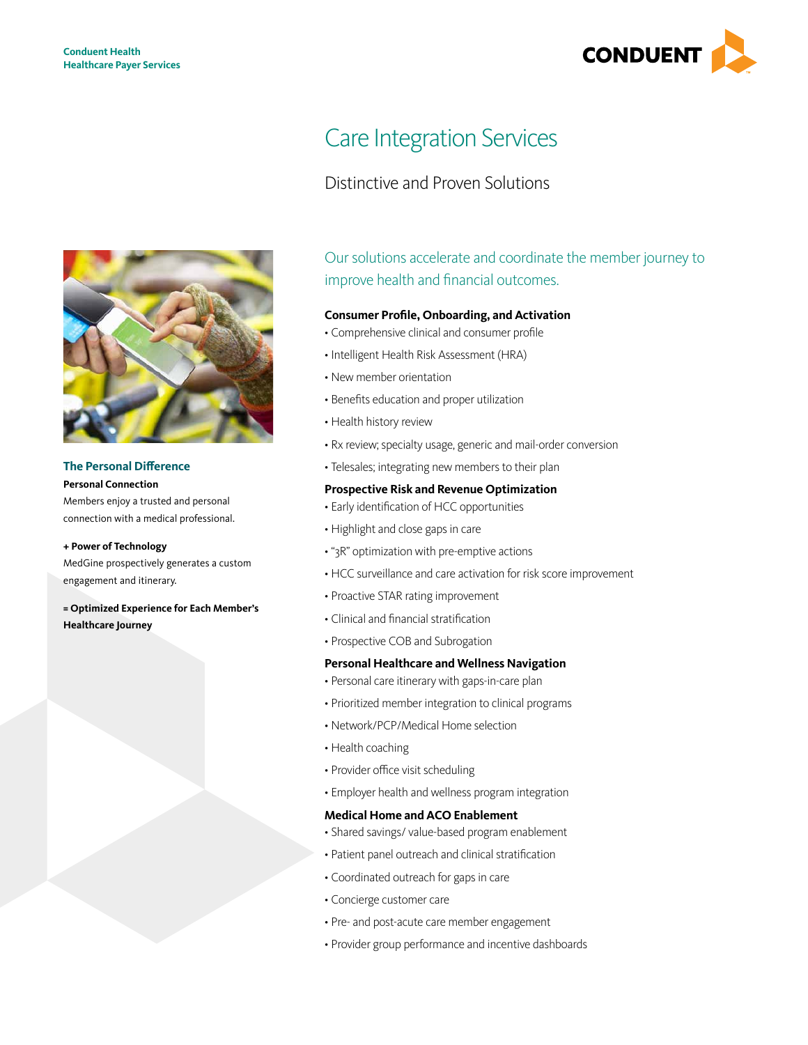Conduent Health
Healthcare Payer Services

# Care Integration Services

## Distinctive and Proven Solutions

### The Personal Difference

**Personal Connection**
Members enjoy a trusted and personal connection with a medical professional.

**+ Power of Technology**
MedGine prospectively generates a custom engagement and itinerary.

**= Optimized Experience for Each Member's Healthcare Journey**

Our solutions accelerate and coordinate the member journey to improve health and financial outcomes.

**Consumer Profile, Onboarding, and Activation**

- Comprehensive clinical and consumer profile
- Intelligent Health Risk Assessment (HRA)
- New member orientation
- Benefits education and proper utilization
- Health history review
- Rx review; specialty usage, generic and mail-order conversion
- Telesales; integrating new members to their plan

**Prospective Risk and Revenue Optimization**

- Early identification of HCC opportunities
- Highlight and close gaps in care
- "3R" optimization with pre-emptive actions
- HCC surveillance and care activation for risk score improvement
- Proactive STAR rating improvement
- Clinical and financial stratification
- Prospective COB and Subrogation

**Personal Healthcare and Wellness Navigation**

- Personal care itinerary with gaps-in-care plan
- Prioritized member integration to clinical programs
- Network/PCP/Medical Home selection
- Health coaching
- Provider office visit scheduling
- Employer health and wellness program integration

**Medical Home and ACO Enablement**

- Shared savings/ value-based program enablement
- Patient panel outreach and clinical stratification
- Coordinated outreach for gaps in care
- Concierge customer care
- Pre- and post-acute care member engagement
- Provider group performance and incentive dashboards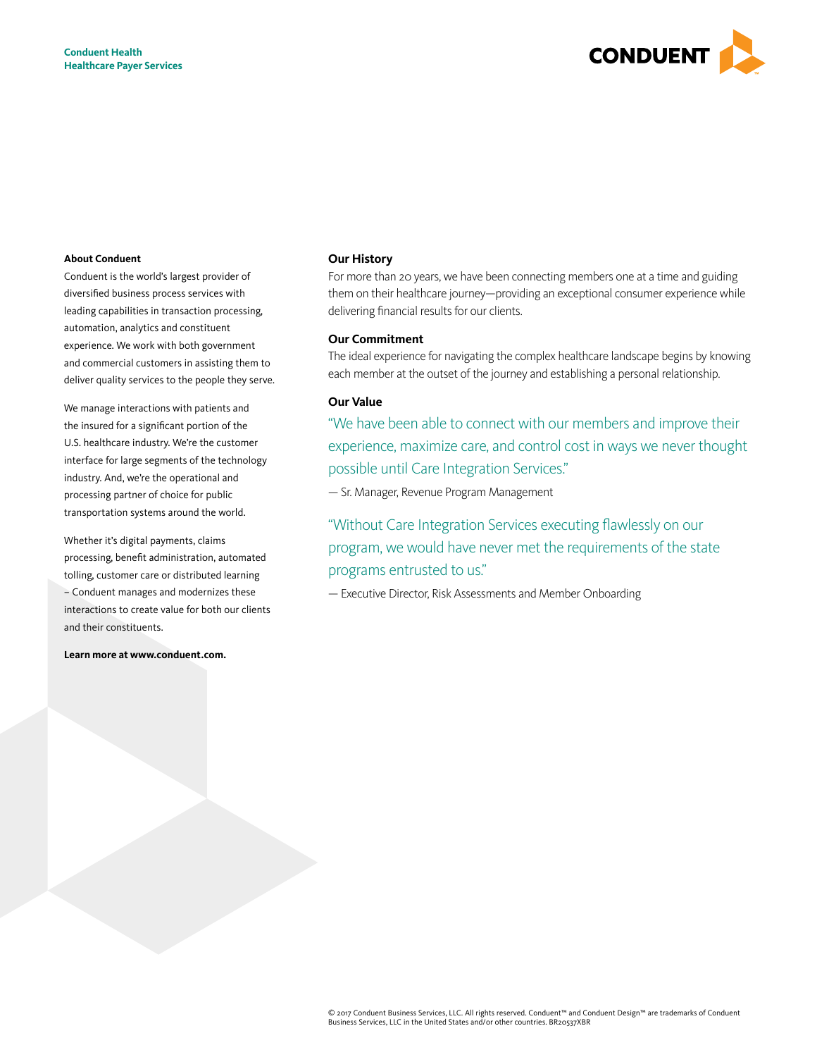Conduent Health
Healthcare Payer Services

### About Conduent

Conduent is the world's largest provider of diversified business process services with leading capabilities in transaction processing, automation, analytics and constituent experience. We work with both government and commercial customers in assisting them to deliver quality services to the people they serve.

We manage interactions with patients and the insured for a significant portion of the U.S. healthcare industry. We're the customer interface for large segments of the technology industry. And, we're the operational and processing partner of choice for public transportation systems around the world.

Whether it's digital payments, claims processing, benefit administration, automated tolling, customer care or distributed learning – Conduent manages and modernizes these interactions to create value for both our clients and their constituents.

**Learn more at www.conduent.com.**

### Our History

For more than 20 years, we have been connecting members one at a time and guiding them on their healthcare journey—providing an exceptional consumer experience while delivering financial results for our clients.

### Our Commitment

The ideal experience for navigating the complex healthcare landscape begins by knowing each member at the outset of the journey and establishing a personal relationship.

### Our Value

"We have been able to connect with our members and improve their experience, maximize care, and control cost in ways we never thought possible until Care Integration Services."

— Sr. Manager, Revenue Program Management

"Without Care Integration Services executing flawlessly on our program, we would have never met the requirements of the state programs entrusted to us."

— Executive Director, Risk Assessments and Member Onboarding

© 2017 Conduent Business Services, LLC. All rights reserved. Conduent™ and Conduent Design™ are trademarks of Conduent Business Services, LLC in the United States and/or other countries. BR20537XBR